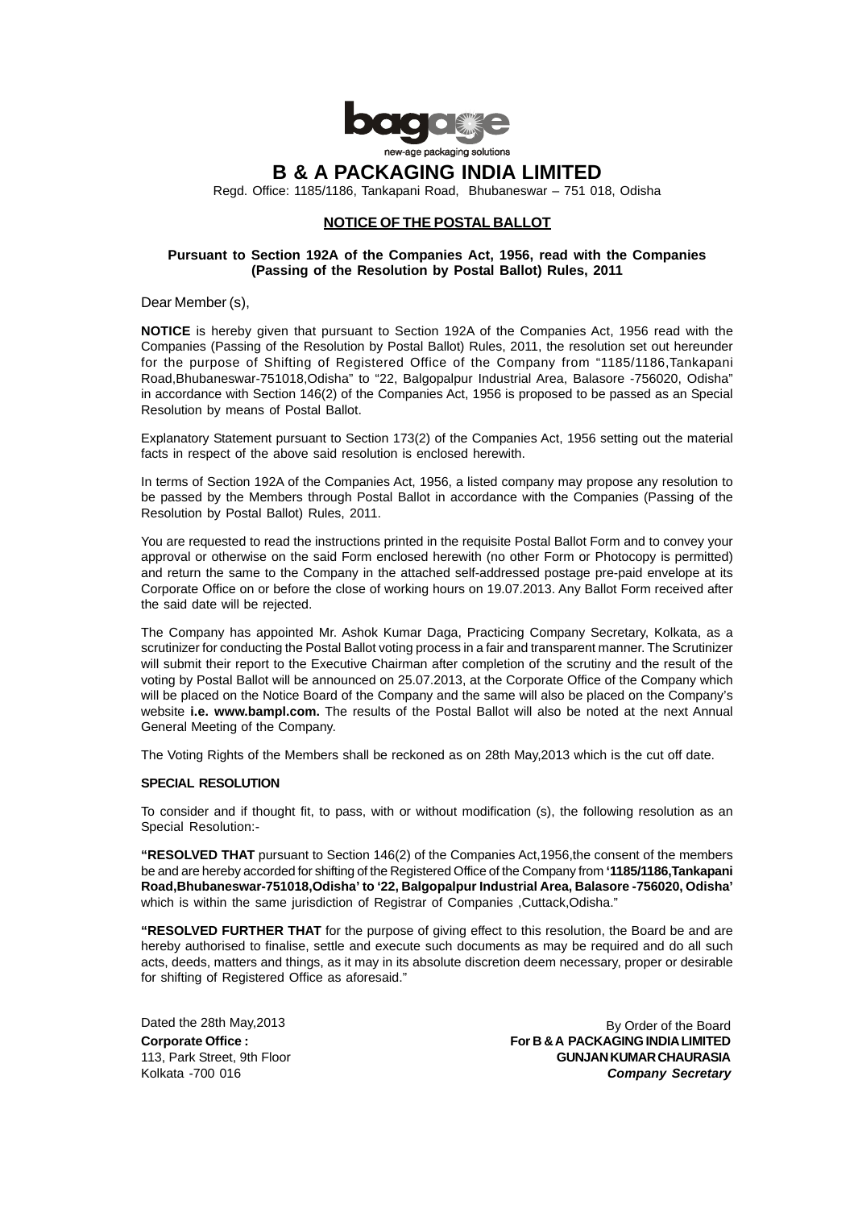bagage

new-age packaging solutions

# B & A PACKAGING INDIA LIMITED

Regd. Office: 1185/1186, Tankapani Road, Bhubaneswar – 751 018, Odisha

## NOTICE OF THE POSTAL BALLOT

**Pursuant to Section 192A of the Companies Act, 1956, read with the Companies (Passing of the Resolution by Postal Ballot) Rules, 2011**

Dear Member (s),

**NOTICE** is hereby given that pursuant to Section 192A of the Companies Act, 1956 read with the Companies (Passing of the Resolution by Postal Ballot) Rules, 2011, the resolution set out hereunder for the purpose of Shifting of Registered Office of the Company from "1185/1186,Tankapani Road,Bhubaneswar-751018,Odisha" to "22, Balgopalpur Industrial Area, Balasore -756020, Odisha" in accordance with Section 146(2) of the Companies Act, 1956 is proposed to be passed as an Special Resolution by means of Postal Ballot.

Explanatory Statement pursuant to Section 173(2) of the Companies Act, 1956 setting out the material facts in respect of the above said resolution is enclosed herewith.

In terms of Section 192A of the Companies Act, 1956, a listed company may propose any resolution to be passed by the Members through Postal Ballot in accordance with the Companies (Passing of the Resolution by Postal Ballot) Rules, 2011.

You are requested to read the instructions printed in the requisite Postal Ballot Form and to convey your approval or otherwise on the said Form enclosed herewith (no other Form or Photocopy is permitted) and return the same to the Company in the attached self-addressed postage pre-paid envelope at its Corporate Office on or before the close of working hours on 19.07.2013. Any Ballot Form received after the said date will be rejected.

The Company has appointed Mr. Ashok Kumar Daga, Practicing Company Secretary, Kolkata, as a scrutinizer for conducting the Postal Ballot voting process in a fair and transparent manner. The Scrutinizer will submit their report to the Executive Chairman after completion of the scrutiny and the result of the voting by Postal Ballot will be announced on 25.07.2013, at the Corporate Office of the Company which will be placed on the Notice Board of the Company and the same will also be placed on the Company's website **i.e. www.bampl.com.** The results of the Postal Ballot will also be noted at the next Annual General Meeting of the Company.

The Voting Rights of the Members shall be reckoned as on 28th May,2013 which is the cut off date.

**SPECIAL RESOLUTION**

To consider and if thought fit, to pass, with or without modification (s), the following resolution as an Special Resolution:-

**"RESOLVED THAT** pursuant to Section 146(2) of the Companies Act,1956,the consent of the members be and are hereby accorded for shifting of the Registered Office of the Company from **'1185/1186,Tankapani Road,Bhubaneswar-751018,Odisha' to '22, Balgopalpur Industrial Area, Balasore -756020, Odisha'** which is within the same jurisdiction of Registrar of Companies ,Cuttack,Odisha."

**"RESOLVED FURTHER THAT** for the purpose of giving effect to this resolution, the Board be and are hereby authorised to finalise, settle and execute such documents as may be required and do all such acts, deeds, matters and things, as it may in its absolute discretion deem necessary, proper or desirable for shifting of Registered Office as aforesaid."

Dated the 28th May,2013

**Corporate Office :**
113, Park Street, 9th Floor
Kolkata -700 016

By Order of the Board
**For B & A PACKAGING INDIA LIMITED**
**GUNJAN KUMAR CHAURASIA**
***Company Secretary***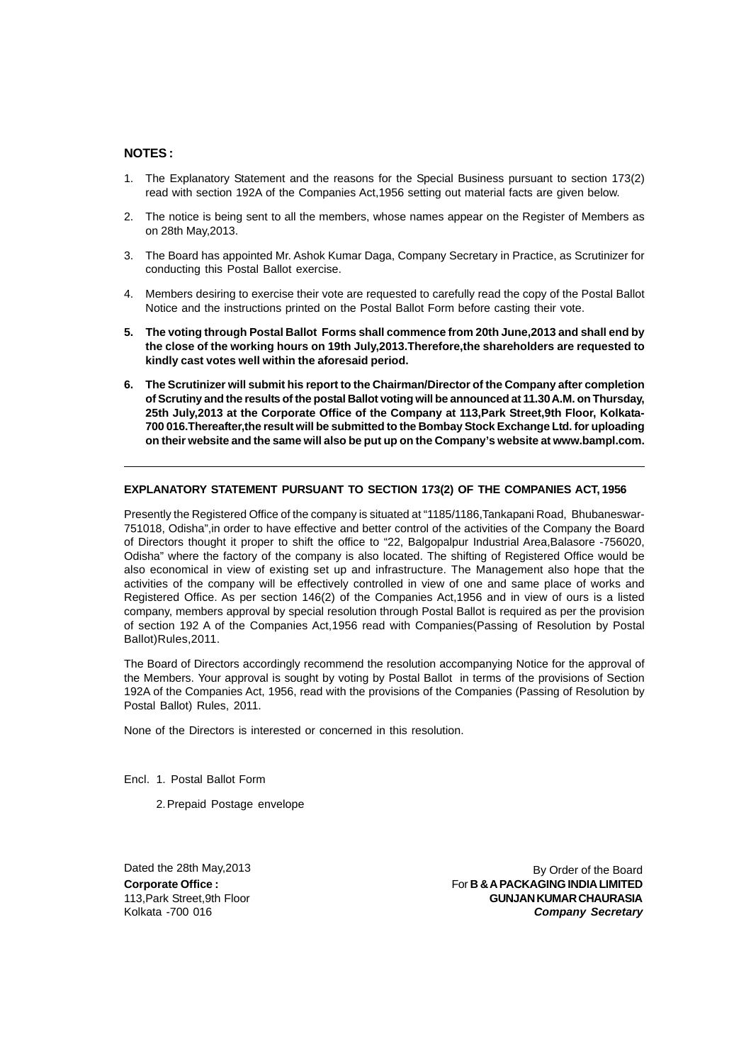## NOTES :

1. The Explanatory Statement and the reasons for the Special Business pursuant to section 173(2) read with section 192A of the Companies Act,1956 setting out material facts are given below.
2. The notice is being sent to all the members, whose names appear on the Register of Members as on 28th May,2013.
3. The Board has appointed Mr. Ashok Kumar Daga, Company Secretary in Practice, as Scrutinizer for conducting this Postal Ballot exercise.
4. Members desiring to exercise their vote are requested to carefully read the copy of the Postal Ballot Notice and the instructions printed on the Postal Ballot Form before casting their vote.
5. **The voting through Postal Ballot Forms shall commence from 20th June,2013 and shall end by the close of the working hours on 19th July,2013.Therefore,the shareholders are requested to kindly cast votes well within the aforesaid period.**
6. **The Scrutinizer will submit his report to the Chairman/Director of the Company after completion of Scrutiny and the results of the postal Ballot voting will be announced at 11.30 A.M. on Thursday, 25th July,2013 at the Corporate Office of the Company at 113,Park Street,9th Floor, Kolkata-700 016.Thereafter,the result will be submitted to the Bombay Stock Exchange Ltd. for uploading on their website and the same will also be put up on the Company's website at www.bampl.com.**

---

**EXPLANATORY STATEMENT PURSUANT TO SECTION 173(2) OF THE COMPANIES ACT, 1956**

Presently the Registered Office of the company is situated at "1185/1186,Tankapani Road, Bhubaneswar-751018, Odisha",in order to have effective and better control of the activities of the Company the Board of Directors thought it proper to shift the office to "22, Balgopalpur Industrial Area,Balasore -756020, Odisha" where the factory of the company is also located. The shifting of Registered Office would be also economical in view of existing set up and infrastructure. The Management also hope that the activities of the company will be effectively controlled in view of one and same place of works and Registered Office. As per section 146(2) of the Companies Act,1956 and in view of ours is a listed company, members approval by special resolution through Postal Ballot is required as per the provision of section 192 A of the Companies Act,1956 read with Companies(Passing of Resolution by Postal Ballot)Rules,2011.

The Board of Directors accordingly recommend the resolution accompanying Notice for the approval of the Members. Your approval is sought by voting by Postal Ballot in terms of the provisions of Section 192A of the Companies Act, 1956, read with the provisions of the Companies (Passing of Resolution by Postal Ballot) Rules, 2011.

None of the Directors is interested or concerned in this resolution.

Encl. 1. Postal Ballot Form

2. Prepaid Postage envelope

Dated the 28th May,2013
**Corporate Office :**
113,Park Street,9th Floor
Kolkata -700 016

By Order of the Board
For **B & A PACKAGING INDIA LIMITED**
**GUNJAN KUMAR CHAURASIA**
***Company Secretary***